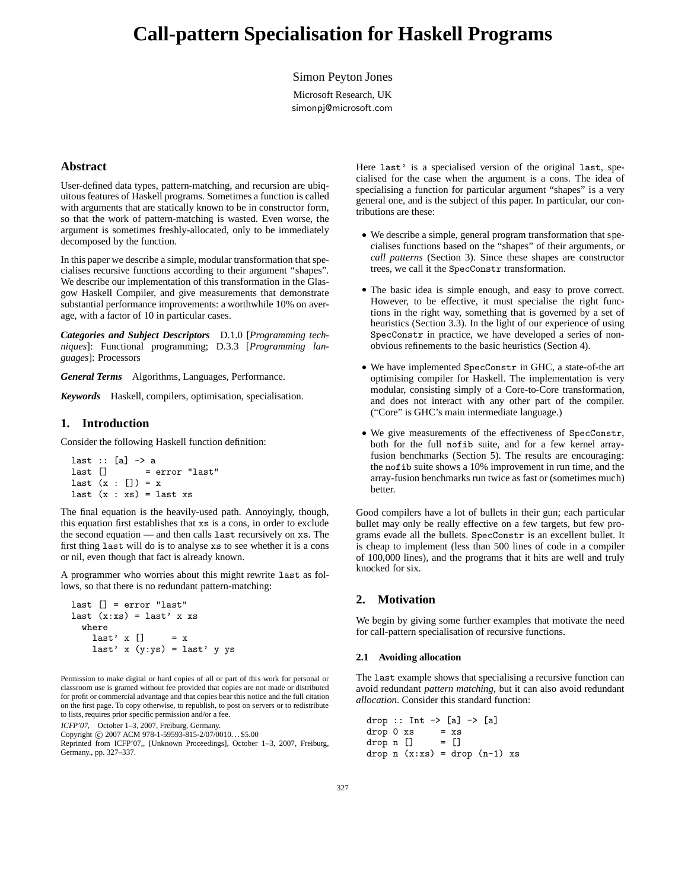# Call-pattern Specialisation for Haskell Programs

Simon Peyton Jones

Microsoft Research, UK

simonpj@microsoft.com

## Abstract

User-defined data types, pattern-matching, and recursion are ubiquitous features of Haskell programs. Sometimes a function is called with arguments that are statically known to be in constructor form, so that the work of pattern-matching is wasted. Even worse, the argument is sometimes freshly-allocated, only to be immediately decomposed by the function.

In this paper we describe a simple, modular transformation that specialises recursive functions according to their argument "shapes". We describe our implementation of this transformation in the Glasgow Haskell Compiler, and give measurements that demonstrate substantial performance improvements: a worthwhile 10% on average, with a factor of 10 in particular cases.

***Categories and Subject Descriptors*** D.1.0 [*Programming techniques*]: Functional programming; D.3.3 [*Programming languages*]: Processors

***General Terms*** Algorithms, Languages, Performance.

***Keywords*** Haskell, compilers, optimisation, specialisation.

## 1. Introduction

Consider the following Haskell function definition:

```
last :: [a] -> a
last []       = error "last"
last (x : []) = x
last (x : xs) = last xs
```

The final equation is the heavily-used path. Annoyingly, though, this equation first establishes that `xs` is a cons, in order to exclude the second equation — and then calls `last` recursively on `xs`. The first thing `last` will do is to analyse `xs` to see whether it is a cons or nil, even though that fact is already known.

A programmer who worries about this might rewrite `last` as follows, so that there is no redundant pattern-matching:

```
last [] = error "last"
last (x:xs) = last' x xs
  where
    last' x []     = x
    last' x (y:ys) = last' y ys
```

Permission to make digital or hard copies of all or part of this work for personal or classroom use is granted without fee provided that copies are not made or distributed for profit or commercial advantage and that copies bear this notice and the full citation on the first page. To copy otherwise, to republish, to post on servers or to redistribute to lists, requires prior specific permission and/or a fee.

*ICFP'07,* October 1–3, 2007, Freiburg, Germany.
Copyright © 2007 ACM 978-1-59593-815-2/07/0010. . . $5.00
Reprinted from ICFP'07,, [Unknown Proceedings], October 1–3, 2007, Freiburg, Germany., pp. 327–337.

Here `last'` is a specialised version of the original `last`, specialised for the case when the argument is a cons. The idea of specialising a function for particular argument "shapes" is a very general one, and is the subject of this paper. In particular, our contributions are these:

- We describe a simple, general program transformation that specialises functions based on the "shapes" of their arguments, or *call patterns* (Section 3). Since these shapes are constructor trees, we call it the `SpecConstr` transformation.
- The basic idea is simple enough, and easy to prove correct. However, to be effective, it must specialise the right functions in the right way, something that is governed by a set of heuristics (Section 3.3). In the light of our experience of using `SpecConstr` in practice, we have developed a series of non-obvious refinements to the basic heuristics (Section 4).
- We have implemented `SpecConstr` in GHC, a state-of-the art optimising compiler for Haskell. The implementation is very modular, consisting simply of a Core-to-Core transformation, and does not interact with any other part of the compiler. ("Core" is GHC's main intermediate language.)
- We give measurements of the effectiveness of `SpecConstr`, both for the full `nofib` suite, and for a few kernel array-fusion benchmarks (Section 5). The results are encouraging: the `nofib` suite shows a 10% improvement in run time, and the array-fusion benchmarks run twice as fast or (sometimes much) better.

Good compilers have a lot of bullets in their gun; each particular bullet may only be really effective on a few targets, but few programs evade all the bullets. `SpecConstr` is an excellent bullet. It is cheap to implement (less than 500 lines of code in a compiler of 100,000 lines), and the programs that it hits are well and truly knocked for six.

## 2. Motivation

We begin by giving some further examples that motivate the need for call-pattern specialisation of recursive functions.

### 2.1 Avoiding allocation

The `last` example shows that specialising a recursive function can avoid redundant *pattern matching*, but it can also avoid redundant *allocation*. Consider this standard function:

```
drop :: Int -> [a] -> [a]
drop 0 xs     = xs
drop n []     = []
drop n (x:xs) = drop (n-1) xs
```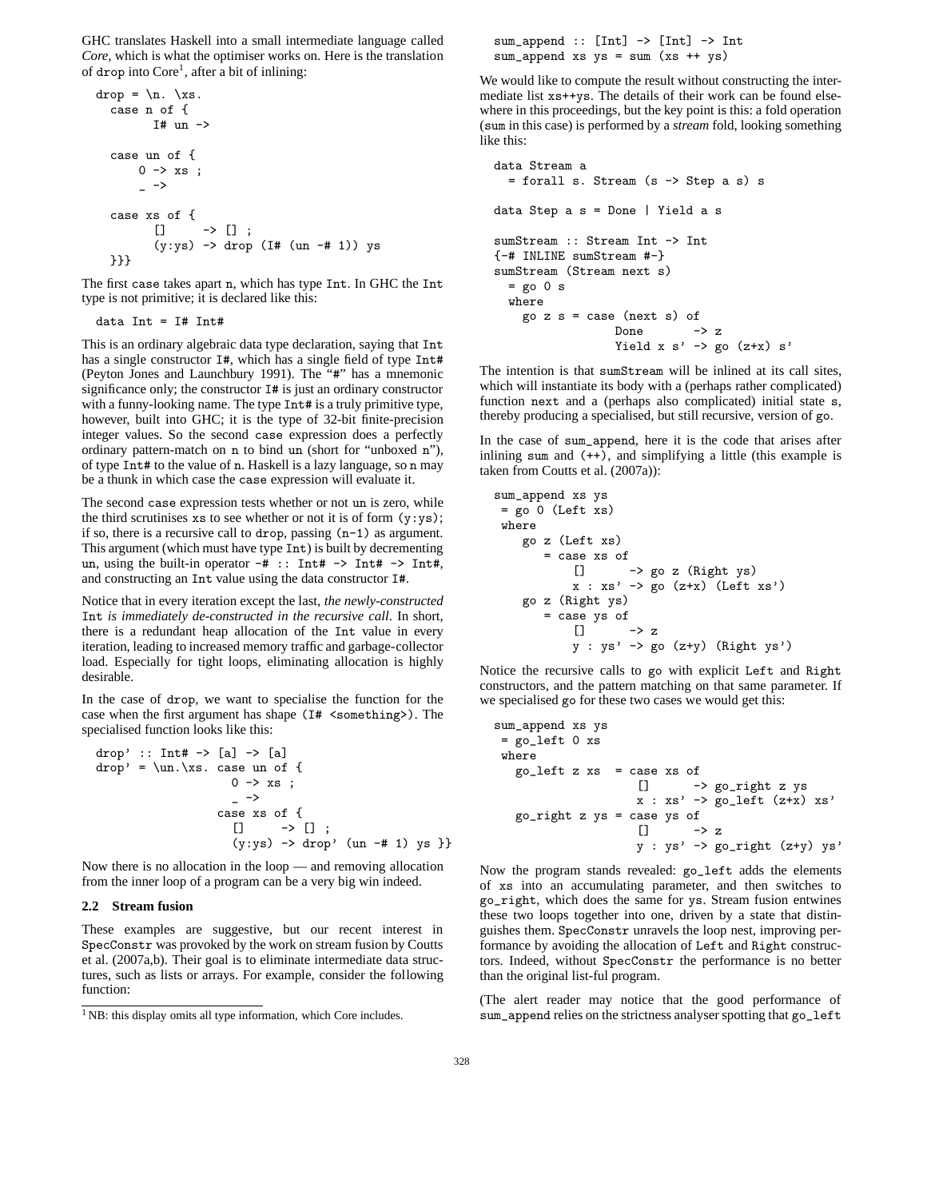GHC translates Haskell into a small intermediate language called *Core*, which is what the optimiser works on. Here is the translation of `drop` into Core[1], after a bit of inlining:

```
drop = \n. \xs.
  case n of {
       I# un ->

  case un of {
      0 -> xs ;
      _ ->

  case xs of {
       []     -> [] ;
       (y:ys) -> drop (I# (un -# 1)) ys
  }}}
```

The first `case` takes apart `n`, which has type `Int`. In GHC the `Int` type is not primitive; it is declared like this:

```
data Int = I# Int#
```

This is an ordinary algebraic data type declaration, saying that `Int` has a single constructor `I#`, which has a single field of type `Int#` (Peyton Jones and Launchbury 1991). The "`#`" has a mnemonic significance only; the constructor `I#` is just an ordinary constructor with a funny-looking name. The type `Int#` is a truly primitive type, however, built into GHC; it is the type of 32-bit finite-precision integer values. So the second `case` expression does a perfectly ordinary pattern-match on `n` to bind `un` (short for "unboxed `n`"), of type `Int#` to the value of `n`. Haskell is a lazy language, so `n` may be a thunk in which case the `case` expression will evaluate it.

The second `case` expression tests whether or not `un` is zero, while the third scrutinises `xs` to see whether or not it is of form `(y:ys)`; if so, there is a recursive call to `drop`, passing `(n-1)` as argument. This argument (which must have type `Int`) is built by decrementing `un`, using the built-in operator `-# :: Int# -> Int# -> Int#`, and constructing an `Int` value using the data constructor `I#`.

Notice that in every iteration except the last, *the newly-constructed* `Int` *is immediately de-constructed in the recursive call*. In short, there is a redundant heap allocation of the `Int` value in every iteration, leading to increased memory traffic and garbage-collector load. Especially for tight loops, eliminating allocation is highly desirable.

In the case of `drop`, we want to specialise the function for the case when the first argument has shape `(I# <something>)`. The specialised function looks like this:

```
drop' :: Int# -> [a] -> [a]
drop' = \un.\xs. case un of {
                    0 -> xs ;
                    _ ->
                  case xs of {
                    []     -> [] ;
                    (y:ys) -> drop' (un -# 1) ys }}
```

Now there is no allocation in the loop — and removing allocation from the inner loop of a program can be a very big win indeed.

### 2.2 Stream fusion

These examples are suggestive, but our recent interest in `SpecConstr` was provoked by the work on stream fusion by Coutts et al. (2007a,b). Their goal is to eliminate intermediate data structures, such as lists or arrays. For example, consider the following function:

```
sum_append :: [Int] -> [Int] -> Int
sum_append xs ys = sum (xs ++ ys)
```

We would like to compute the result without constructing the intermediate list `xs++ys`. The details of their work can be found elsewhere in this proceedings, but the key point is this: a fold operation (`sum` in this case) is performed by a *stream* fold, looking something like this:

```
data Stream a
  = forall s. Stream (s -> Step a s) s

data Step a s = Done | Yield a s

sumStream :: Stream Int -> Int
{-# INLINE sumStream #-}
sumStream (Stream next s)
  = go 0 s
  where
    go z s = case (next s) of
                Done       -> z
                Yield x s' -> go (z+x) s'
```

The intention is that `sumStream` will be inlined at its call sites, which will instantiate its body with a (perhaps rather complicated) function `next` and a (perhaps also complicated) initial state `s`, thereby producing a specialised, but still recursive, version of `go`.

In the case of `sum_append`, here it is the code that arises after inlining `sum` and `(++)`, and simplifying a little (this example is taken from Coutts et al. (2007a)):

```
sum_append xs ys
 = go 0 (Left xs)
 where
    go z (Left xs)
       = case xs of
           []      -> go z (Right ys)
           x : xs' -> go (z+x) (Left xs')
    go z (Right ys)
       = case ys of
           []      -> z
           y : ys' -> go (z+y) (Right ys')
```

Notice the recursive calls to `go` with explicit `Left` and `Right` constructors, and the pattern matching on that same parameter. If we specialised `go` for these two cases we would get this:

```
sum_append xs ys
 = go_left 0 xs
 where
   go_left z xs  = case xs of
                    []      -> go_right z ys
                    x : xs' -> go_left (z+x) xs'
   go_right z ys = case ys of
                    []      -> z
                    y : ys' -> go_right (z+y) ys'
```

Now the program stands revealed: `go_left` adds the elements of `xs` into an accumulating parameter, and then switches to `go_right`, which does the same for `ys`. Stream fusion entwines these two loops together into one, driven by a state that distinguishes them. `SpecConstr` unravels the loop nest, improving performance by avoiding the allocation of `Left` and `Right` constructors. Indeed, without `SpecConstr` the performance is no better than the original list-ful program.

(The alert reader may notice that the good performance of `sum_append` relies on the strictness analyser spotting that `go_left`

[1] NB: this display omits all type information, which Core includes.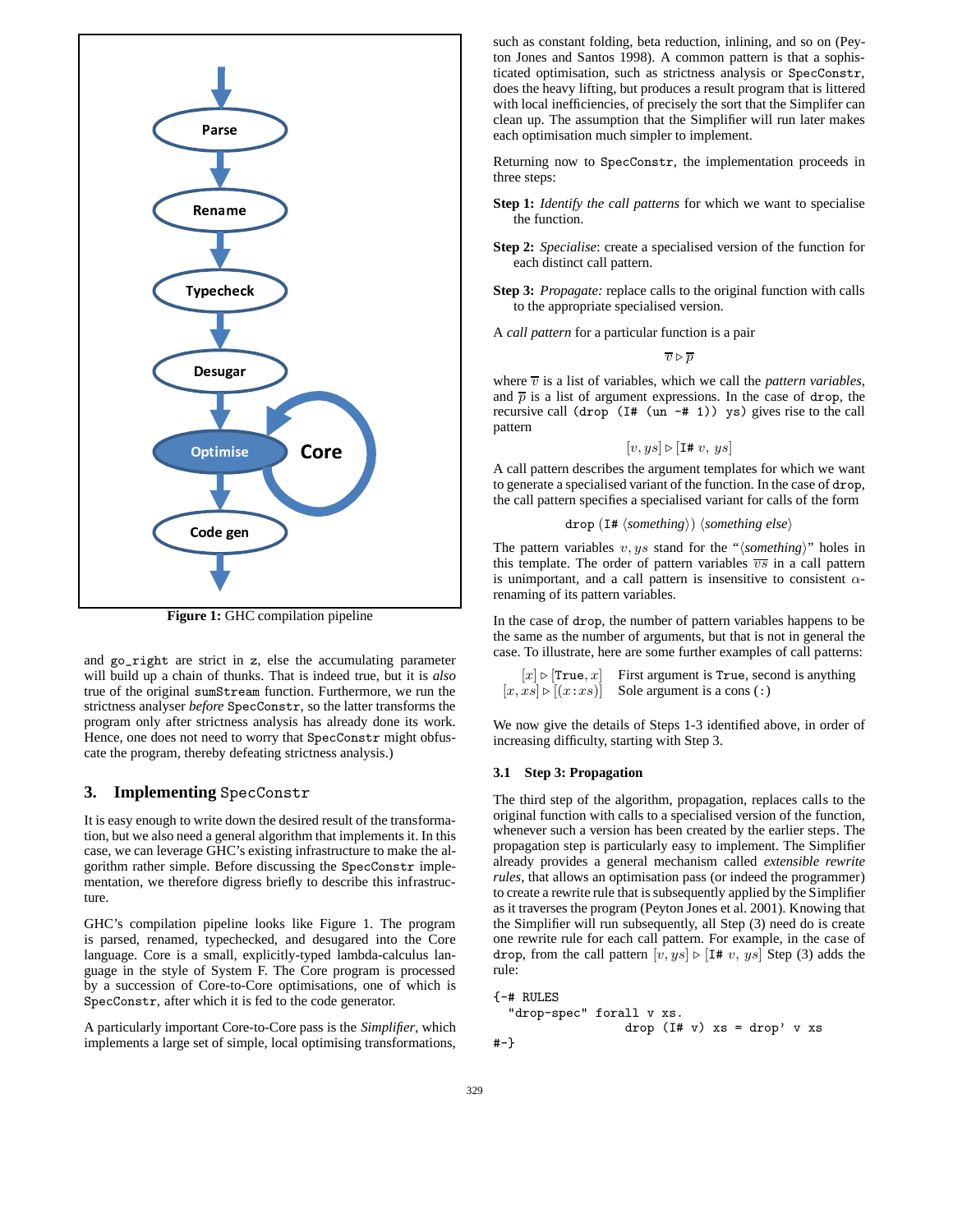Figure 1: GHC compilation pipeline

and go_right are strict in z, else the accumulating parameter will build up a chain of thunks. That is indeed true, but it is *also* true of the original sumStream function. Furthermore, we run the strictness analyser *before* SpecConstr, so the latter transforms the program only after strictness analysis has already done its work. Hence, one does not need to worry that SpecConstr might obfuscate the program, thereby defeating strictness analysis.)

## 3. Implementing SpecConstr

It is easy enough to write down the desired result of the transformation, but we also need a general algorithm that implements it. In this case, we can leverage GHC's existing infrastructure to make the algorithm rather simple. Before discussing the SpecConstr implementation, we therefore digress briefly to describe this infrastructure.

GHC's compilation pipeline looks like Figure 1. The program is parsed, renamed, typechecked, and desugared into the Core language. Core is a small, explicitly-typed lambda-calculus language in the style of System F. The Core program is processed by a succession of Core-to-Core optimisations, one of which is SpecConstr, after which it is fed to the code generator.

A particularly important Core-to-Core pass is the *Simplifier*, which implements a large set of simple, local optimising transformations, such as constant folding, beta reduction, inlining, and so on (Peyton Jones and Santos 1998). A common pattern is that a sophisticated optimisation, such as strictness analysis or SpecConstr, does the heavy lifting, but produces a result program that is littered with local inefficiencies, of precisely the sort that the Simplifier can clean up. The assumption that the Simplifier will run later makes each optimisation much simpler to implement.

Returning now to SpecConstr, the implementation proceeds in three steps:

**Step 1:** *Identify the call patterns* for which we want to specialise the function.

**Step 2:** *Specialise*: create a specialised version of the function for each distinct call pattern.

**Step 3:** *Propagate:* replace calls to the original function with calls to the appropriate specialised version.

A *call pattern* for a particular function is a pair

$$\overline{v} \triangleright \overline{p}$$

where $\overline{v}$ is a list of variables, which we call the *pattern variables*, and $\overline{p}$ is a list of argument expressions. In the case of drop, the recursive call (drop (I# (un -# 1)) ys) gives rise to the call pattern

$$[v, ys] \triangleright [\texttt{I\#}\ v,\ ys]$$

A call pattern describes the argument templates for which we want to generate a specialised variant of the function. In the case of drop, the call pattern specifies a specialised variant for calls of the form

drop (I# ⟨*something*⟩) ⟨*something else*⟩

The pattern variables $v, ys$ stand for the "⟨*something*⟩" holes in this template. The order of pattern variables $\overline{vs}$ in a call pattern is unimportant, and a call pattern is insensitive to consistent $\alpha$-renaming of its pattern variables.

In the case of drop, the number of pattern variables happens to be the same as the number of arguments, but that is not in general the case. To illustrate, here are some further examples of call patterns:

| | |
|---|---|
| $[x] \triangleright [\texttt{True}, x]$ | First argument is True, second is anything |
| $[x, xs] \triangleright [(x : xs)]$ | Sole argument is a cons (:) |

We now give the details of Steps 1-3 identified above, in order of increasing difficulty, starting with Step 3.

### 3.1 Step 3: Propagation

The third step of the algorithm, propagation, replaces calls to the original function with calls to a specialised version of the function, whenever such a version has been created by the earlier steps. The propagation step is particularly easy to implement. The Simplifier already provides a general mechanism called *extensible rewrite rules*, that allows an optimisation pass (or indeed the programmer) to create a rewrite rule that is subsequently applied by the Simplifier as it traverses the program (Peyton Jones et al. 2001). Knowing that the Simplifier will run subsequently, all Step (3) need do is create one rewrite rule for each call pattern. For example, in the case of drop, from the call pattern $[v, ys] \triangleright [\texttt{I\#}\ v,\ ys]$ Step (3) adds the rule:

```
{-# RULES
  "drop-spec" forall v xs.
                drop (I# v) xs = drop' v xs
#-}
```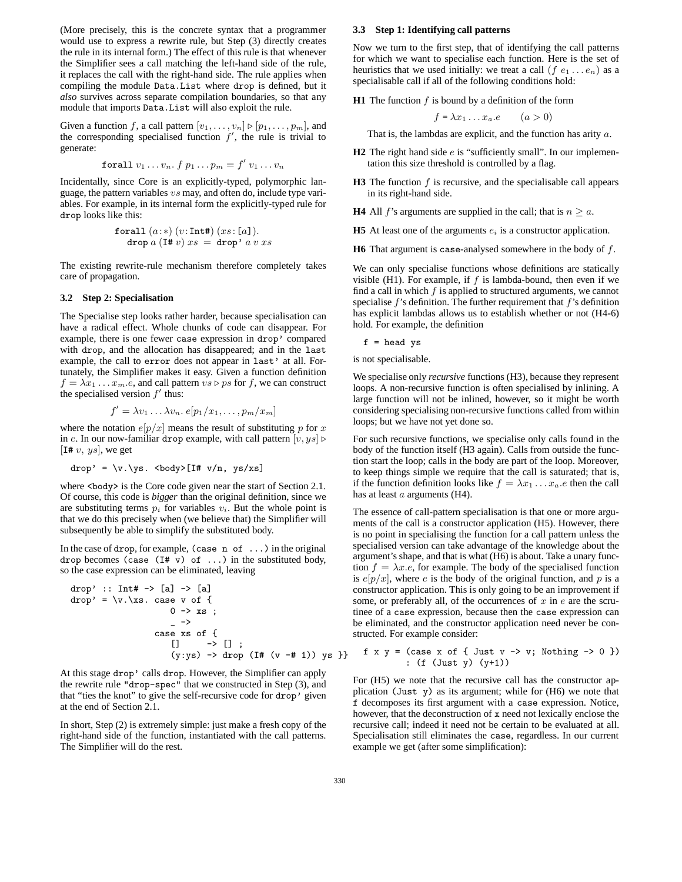(More precisely, this is the concrete syntax that a programmer would use to express a rewrite rule, but Step (3) directly creates the rule in its internal form.) The effect of this rule is that whenever the Simplifier sees a call matching the left-hand side of the rule, it replaces the call with the right-hand side. The rule applies when compiling the module `Data.List` where `drop` is defined, but it *also* survives across separate compilation boundaries, so that any module that imports `Data.List` will also exploit the rule.

Given a function $f$, a call pattern $[v_1, \ldots, v_n] \triangleright [p_1, \ldots, p_m]$, and the corresponding specialised function $f'$, the rule is trivial to generate:

$$\texttt{forall}\ v_1 \ldots v_n.\ f\ p_1 \ldots p_m = f'\ v_1 \ldots v_n$$

Incidentally, since Core is an explicitly-typed, polymorphic language, the pattern variables $vs$ may, and often do, include type variables. For example, in its internal form the explicitly-typed rule for `drop` looks like this:

$$\begin{array}{l}\texttt{forall}\ (a{:}*)\ (v{:}\texttt{Int\#})\ (xs{:}\texttt{[}a\texttt{]}).\\ \quad \texttt{drop}\ a\ (\texttt{I\#}\ v)\ xs\ =\ \texttt{drop'}\ a\ v\ xs\end{array}$$

The existing rewrite-rule mechanism therefore completely takes care of propagation.

### 3.2 Step 2: Specialisation

The Specialise step looks rather harder, because specialisation can have a radical effect. Whole chunks of code can disappear. For example, there is one fewer `case` expression in `drop'` compared with `drop`, and the allocation has disappeared; and in the `last` example, the call to `error` does not appear in `last'` at all. Fortunately, the Simplifier makes it easy. Given a function definition $f = \lambda x_1 \ldots x_m.e$, and call pattern $vs \triangleright ps$ for $f$, we can construct the specialised version $f'$ thus:

$$f' = \lambda v_1 \ldots \lambda v_n.\ e[p_1/x_1, \ldots, p_m/x_m]$$

where the notation $e[p/x]$ means the result of substituting $p$ for $x$ in $e$. In our now-familiar `drop` example, with call pattern $[v, ys] \triangleright [\texttt{I\#}\ v,\ ys]$, we get

```
drop' = \v.\ys. <body>[I# v/n, ys/xs]
```

where `<body>` is the Core code given near the start of Section 2.1. Of course, this code is *bigger* than the original definition, since we are substituting terms $p_i$ for variables $v_i$. But the whole point is that we do this precisely when (we believe that) the Simplifier will subsequently be able to simplify the substituted body.

In the case of `drop`, for example, `(case n of ...)` in the original `drop` becomes `(case (I# v) of ...)` in the substituted body, so the case expression can be eliminated, leaving

```
drop' :: Int# -> [a] -> [a]
drop' = \v.\xs. case v of {
                  0 -> xs ;
                  _ ->
                case xs of {
                  []     -> [] ;
                  (y:ys) -> drop (I# (v -# 1)) ys }}
```

At this stage `drop'` calls `drop`. However, the Simplifier can apply the rewrite rule `"drop-spec"` that we constructed in Step (3), and that "ties the knot" to give the self-recursive code for `drop'` given at the end of Section 2.1.

In short, Step (2) is extremely simple: just make a fresh copy of the right-hand side of the function, instantiated with the call patterns. The Simplifier will do the rest.

### 3.3 Step 1: Identifying call patterns

Now we turn to the first step, that of identifying the call patterns for which we want to specialise each function. Here is the set of heuristics that we used initially: we treat a call $(f\ e_1 \ldots e_n)$ as a specialisable call if all of the following conditions hold:

**H1** The function $f$ is bound by a definition of the form

$$f = \lambda x_1 \ldots x_a.e \qquad (a > 0)$$

That is, the lambdas are explicit, and the function has arity $a$.

**H2** The right hand side $e$ is "sufficiently small". In our implementation this size threshold is controlled by a flag.

**H3** The function $f$ is recursive, and the specialisable call appears in its right-hand side.

**H4** All $f$'s arguments are supplied in the call; that is $n \geq a$.

**H5** At least one of the arguments $e_i$ is a constructor application.

**H6** That argument is `case`-analysed somewhere in the body of $f$.

We can only specialise functions whose definitions are statically visible (H1). For example, if $f$ is lambda-bound, then even if we find a call in which $f$ is applied to structured arguments, we cannot specialise $f$'s definition. The further requirement that $f$'s definition has explicit lambdas allows us to establish whether or not (H4-6) hold. For example, the definition

```
f = head ys
```

is not specialisable.

We specialise only *recursive* functions (H3), because they represent loops. A non-recursive function is often specialised by inlining. A large function will not be inlined, however, so it might be worth considering specialising non-recursive functions called from within loops; but we have not yet done so.

For such recursive functions, we specialise only calls found in the body of the function itself (H3 again). Calls from outside the function start the loop; calls in the body are part of the loop. Moreover, to keep things simple we require that the call is saturated; that is, if the function definition looks like $f = \lambda x_1 \ldots x_a.e$ then the call has at least $a$ arguments (H4).

The essence of call-pattern specialisation is that one or more arguments of the call is a constructor application (H5). However, there is no point in specialising the function for a call pattern unless the specialised version can take advantage of the knowledge about the argument's shape, and that is what (H6) is about. Take a unary function $f = \lambda x.e$, for example. The body of the specialised function is $e[p/x]$, where $e$ is the body of the original function, and $p$ is a constructor application. This is only going to be an improvement if some, or preferably all, of the occurrences of $x$ in $e$ are the scrutinee of a `case` expression, because then the `case` expression can be eliminated, and the constructor application need never be constructed. For example consider:

```
f x y = (case x of { Just v -> v; Nothing -> 0 })
      : (f (Just y) (y+1))
```

For (H5) we note that the recursive call has the constructor application `(Just y)` as its argument; while for (H6) we note that `f` decomposes its first argument with a `case` expression. Notice, however, that the deconstruction of `x` need not lexically enclose the recursive call; indeed it need not be certain to be evaluated at all. Specialisation still eliminates the `case`, regardless. In our current example we get (after some simplification):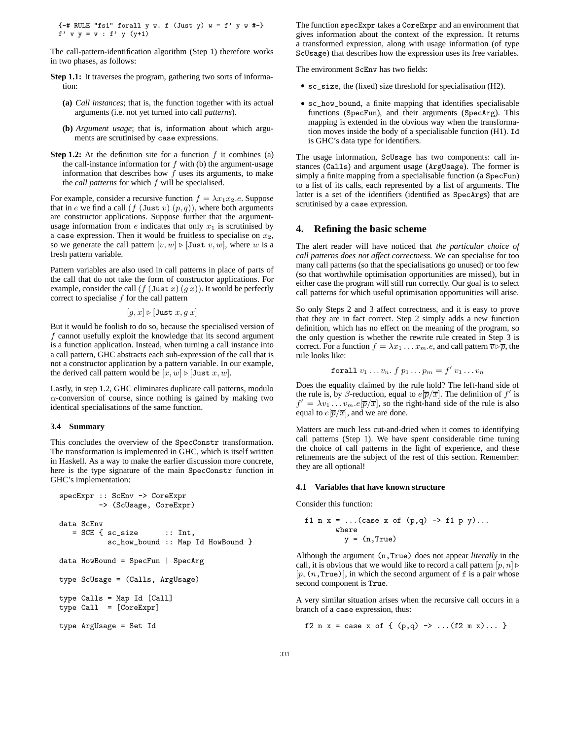```
{-# RULE "fs1" forall y w. f (Just y) w = f' y w #-}
f' v y = v : f' y (y+1)
```

The call-pattern-identification algorithm (Step 1) therefore works in two phases, as follows:

**Step 1.1:** It traverses the program, gathering two sorts of information:

- **(a)** *Call instances*; that is, the function together with its actual arguments (i.e. not yet turned into call *patterns*).
- **(b)** *Argument usage*; that is, information about which arguments are scrutinised by `case` expressions.

**Step 1.2:** At the definition site for a function $f$ it combines (a) the call-instance information for $f$ with (b) the argument-usage information that describes how $f$ uses its arguments, to make the *call patterns* for which $f$ will be specialised.

For example, consider a recursive function $f = \lambda x_1 x_2.e$. Suppose that in $e$ we find a call $(f\ (\texttt{Just}\ v)\ (p, q))$, where both arguments are constructor applications. Suppose further that the argument-usage information from $e$ indicates that only $x_1$ is scrutinised by a `case` expression. Then it would be fruitless to specialise on $x_2$, so we generate the call pattern $[v, w] \triangleright [\texttt{Just}\ v, w]$, where $w$ is a fresh pattern variable.

Pattern variables are also used in call patterns in place of parts of the call that do not take the form of constructor applications. For example, consider the call $(f\ (\texttt{Just}\ x)\ (g\ x))$. It would be perfectly correct to specialise $f$ for the call pattern

$$[g, x] \triangleright [\texttt{Just}\ x, g\ x]$$

But it would be foolish to do so, because the specialised version of $f$ cannot usefully exploit the knowledge that its second argument is a function application. Instead, when turning a call instance into a call pattern, GHC abstracts each sub-expression of the call that is not a constructor application by a pattern variable. In our example, the derived call pattern would be $[x, w] \triangleright [\texttt{Just}\ x, w]$.

Lastly, in step 1.2, GHC eliminates duplicate call patterns, modulo $\alpha$-conversion of course, since nothing is gained by making two identical specialisations of the same function.

### 3.4 Summary

This concludes the overview of the SpecConstr transformation. The transformation is implemented in GHC, which is itself written in Haskell. As a way to make the earlier discussion more concrete, here is the type signature of the main SpecConstr function in GHC's implementation:

```
specExpr :: ScEnv -> CoreExpr
         -> (ScUsage, CoreExpr)

data ScEnv
   = SCE { sc_size      :: Int,
           sc_how_bound :: Map Id HowBound }

data HowBound = SpecFun | SpecArg

type ScUsage = (Calls, ArgUsage)

type Calls = Map Id [Call]
type Call  = [CoreExpr]

type ArgUsage = Set Id
```

The function `specExpr` takes a `CoreExpr` and an environment that gives information about the context of the expression. It returns a transformed expression, along with usage information (of type `ScUsage`) that describes how the expression uses its free variables.

The environment `ScEnv` has two fields:

- `sc_size`, the (fixed) size threshold for specialisation (H2).
- `sc_how_bound`, a finite mapping that identifies specialisable functions (`SpecFun`), and their arguments (`SpecArg`). This mapping is extended in the obvious way when the transformation moves inside the body of a specialisable function (H1). `Id` is GHC's data type for identifiers.

The usage information, `ScUsage` has two components: call instances (`Calls`) and argument usage (`ArgUsage`). The former is simply a finite mapping from a specialisable function (a `SpecFun`) to a list of its calls, each represented by a list of arguments. The latter is a set of the identifiers (identified as `SpecArgs`) that are scrutinised by a `case` expression.

## 4. Refining the basic scheme

The alert reader will have noticed that *the particular choice of call patterns does not affect correctness*. We can specialise for too many call patterns (so that the specialisations go unused) or too few (so that worthwhile optimisation opportunities are missed), but in either case the program will still run correctly. Our goal is to select call patterns for which useful optimisation opportunities will arise.

So only Steps 2 and 3 affect correctness, and it is easy to prove that they are in fact correct. Step 2 simply adds a new function definition, which has no effect on the meaning of the program, so the only question is whether the rewrite rule created in Step 3 is correct. For a function $f = \lambda x_1 \ldots x_m.e$, and call pattern $\overline{v} \triangleright \overline{p}$, the rule looks like:

$$\texttt{forall}\ v_1 \ldots v_n.\ f\ p_1 \ldots p_m = f'\ v_1 \ldots v_n$$

Does the equality claimed by the rule hold? The left-hand side of the rule is, by $\beta$-reduction, equal to $e[\overline{p}/\overline{x}]$. The definition of $f'$ is $f' = \lambda v_1 \ldots v_m.e[\overline{p}/\overline{x}]$, so the right-hand side of the rule is also equal to $e[\overline{p}/\overline{x}]$, and we are done.

Matters are much less cut-and-dried when it comes to identifying call patterns (Step 1). We have spent considerable time tuning the choice of call patterns in the light of experience, and these refinements are the subject of the rest of this section. Remember: they are all optional!

### 4.1 Variables that have known structure

Consider this function:

```
f1 n x = ...(case x of (p,q) -> f1 p y)...
       where
         y = (n,True)
```

Although the argument `(n,True)` does not appear *literally* in the call, it is obvious that we would like to record a call pattern $[p, n] \triangleright [p, (n, \texttt{True})]$, in which the second argument of `f` is a pair whose second component is `True`.

A very similar situation arises when the recursive call occurs in a branch of a `case` expression, thus:

```
f2 n x = case x of { (p,q) -> ...(f2 m x)... }
```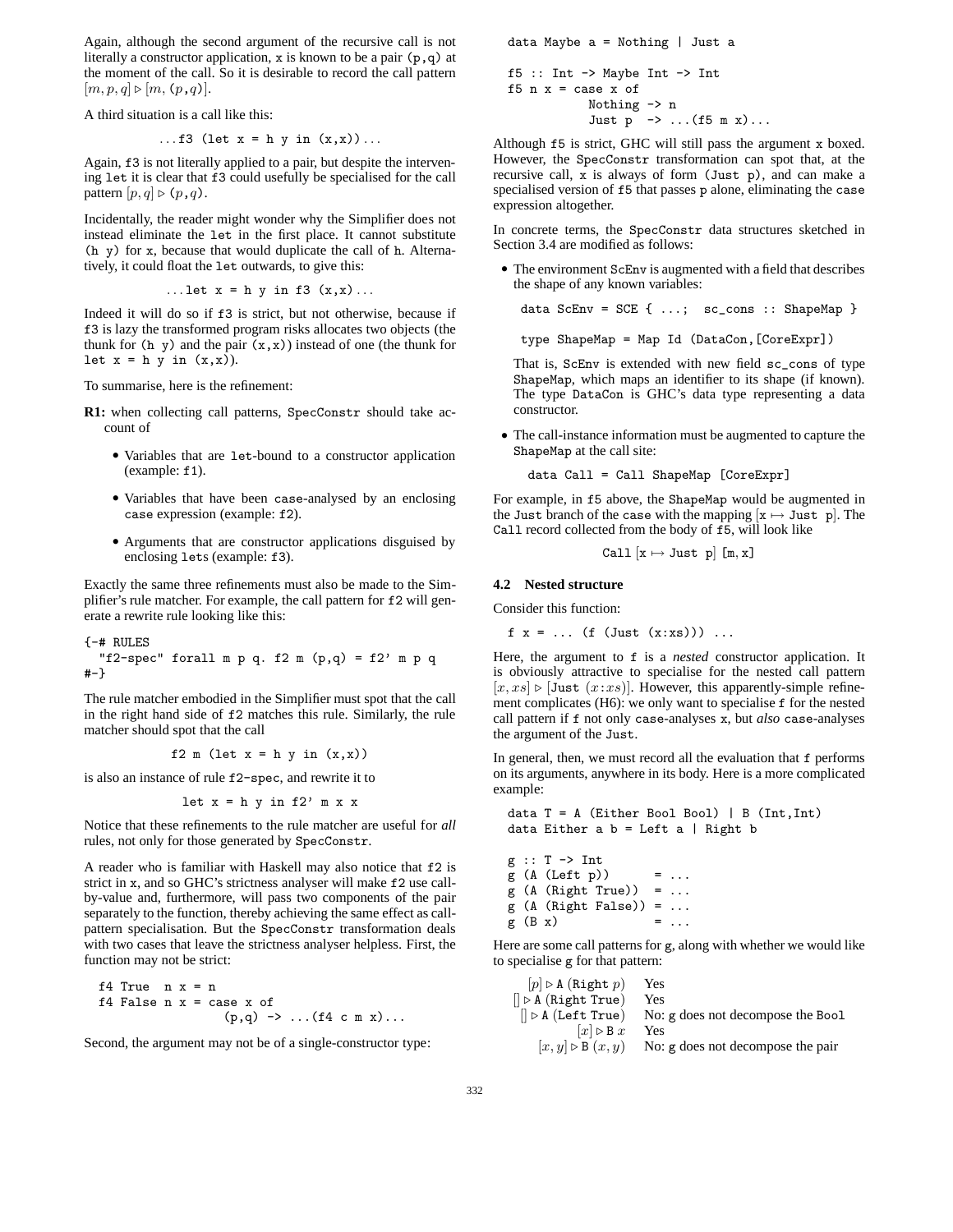Again, although the second argument of the recursive call is not literally a constructor application, `x` is known to be a pair `(p,q)` at the moment of the call. So it is desirable to record the call pattern $[m, p, q] \triangleright [m, (p, q)]$.

A third situation is a call like this:

```
...f3 (let x = h y in (x,x))...
```

Again, `f3` is not literally applied to a pair, but despite the intervening `let` it is clear that `f3` could usefully be specialised for the call pattern $[p, q] \triangleright (p, q)$.

Incidentally, the reader might wonder why the Simplifier does not instead eliminate the `let` in the first place. It cannot substitute `(h y)` for `x`, because that would duplicate the call of `h`. Alternatively, it could float the `let` outwards, to give this:

```
...let x = h y in f3 (x,x)...
```

Indeed it will do so if `f3` is strict, but not otherwise, because if `f3` is lazy the transformed program risks allocates two objects (the thunk for `(h y)` and the pair `(x,x)`) instead of one (the thunk for `let x = h y in (x,x)`).

To summarise, here is the refinement:

**R1:** when collecting call patterns, `SpecConstr` should take account of

- Variables that are `let`-bound to a constructor application (example: `f1`).
- Variables that have been `case`-analysed by an enclosing `case` expression (example: `f2`).
- Arguments that are constructor applications disguised by enclosing `let`s (example: `f3`).

Exactly the same three refinements must also be made to the Simplifier's rule matcher. For example, the call pattern for `f2` will generate a rewrite rule looking like this:

```
{-# RULES
  "f2-spec" forall m p q. f2 m (p,q) = f2' m p q
#-}
```

The rule matcher embodied in the Simplifier must spot that the call in the right hand side of `f2` matches this rule. Similarly, the rule matcher should spot that the call

```
f2 m (let x = h y in (x,x))
```

is also an instance of rule `f2-spec`, and rewrite it to

```
let x = h y in f2' m x x
```

Notice that these refinements to the rule matcher are useful for *all* rules, not only for those generated by `SpecConstr`.

A reader who is familiar with Haskell may also notice that `f2` is strict in `x`, and so GHC's strictness analyser will make `f2` use call-by-value and, furthermore, will pass two components of the pair separately to the function, thereby achieving the same effect as call-pattern specialisation. But the `SpecConstr` transformation deals with two cases that leave the strictness analyser helpless. First, the function may not be strict:

```
f4 True  n x = n
f4 False n x = case x of
                 (p,q) -> ...(f4 c m x)...
```

Second, the argument may not be of a single-constructor type:

```
data Maybe a = Nothing | Just a

f5 :: Int -> Maybe Int -> Int
f5 n x = case x of
           Nothing -> n
           Just p  -> ...(f5 m x)...
```

Although `f5` is strict, GHC will still pass the argument `x` boxed. However, the `SpecConstr` transformation can spot that, at the recursive call, `x` is always of form `(Just p)`, and can make a specialised version of `f5` that passes `p` alone, eliminating the `case` expression altogether.

In concrete terms, the `SpecConstr` data structures sketched in Section 3.4 are modified as follows:

- The environment `ScEnv` is augmented with a field that describes the shape of any known variables:

  ```
  data ScEnv = SCE { ...;  sc_cons :: ShapeMap }

  type ShapeMap = Map Id (DataCon,[CoreExpr])
  ```

  That is, `ScEnv` is extended with new field `sc_cons` of type `ShapeMap`, which maps an identifier to its shape (if known). The type `DataCon` is GHC's data type representing a data constructor.

- The call-instance information must be augmented to capture the `ShapeMap` at the call site:

  ```
  data Call = Call ShapeMap [CoreExpr]
  ```

For example, in `f5` above, the `ShapeMap` would be augmented in the `Just` branch of the `case` with the mapping $[\mathtt{x} \mapsto \mathtt{Just\ p}]$. The `Call` record collected from the body of `f5`, will look like

$$\mathtt{Call}\ [\mathtt{x} \mapsto \mathtt{Just\ p}]\ [\mathtt{m}, \mathtt{x}]$$

### 4.2 Nested structure

Consider this function:

```
f x = ... (f (Just (x:xs))) ...
```

Here, the argument to `f` is a *nested* constructor application. It is obviously attractive to specialise for the nested call pattern $[x, xs] \triangleright [\mathtt{Just}\ (x{:}xs)]$. However, this apparently-simple refinement complicates (H6): we only want to specialise `f` for the nested call pattern if `f` not only `case`-analyses `x`, but *also* `case`-analyses the argument of the `Just`.

In general, then, we must record all the evaluation that `f` performs on its arguments, anywhere in its body. Here is a more complicated example:

```
data T = A (Either Bool Bool) | B (Int,Int)
data Either a b = Left a | Right b

g :: T -> Int
g (A (Left p))      = ...
g (A (Right True))  = ...
g (A (Right False)) = ...
g (B x)             = ...
```

Here are some call patterns for `g`, along with whether we would like to specialise `g` for that pattern:

| | |
|---|---|
| $[p] \triangleright \mathtt{A}\ (\mathtt{Right}\ p)$ | Yes |
| $[] \triangleright \mathtt{A}\ (\mathtt{Right\ True})$ | Yes |
| $[] \triangleright \mathtt{A}\ (\mathtt{Left\ True})$ | No: `g` does not decompose the `Bool` |
| $[x] \triangleright \mathtt{B}\ x$ | Yes |
| $[x, y] \triangleright \mathtt{B}\ (x, y)$ | No: `g` does not decompose the pair |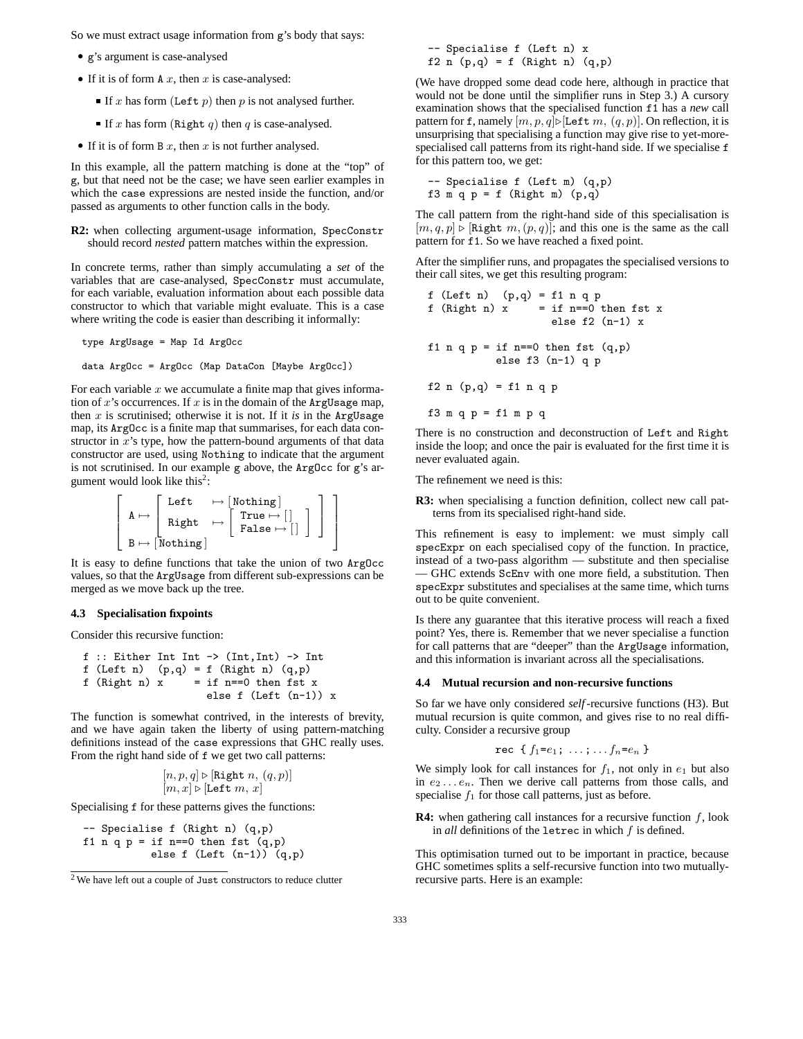So we must extract usage information from g's body that says:

- g's argument is case-analysed
- If it is of form A $x$, then $x$ is case-analysed:
  - If $x$ has form (Left $p$) then $p$ is not analysed further.
  - If $x$ has form (Right $q$) then $q$ is case-analysed.
- If it is of form B $x$, then $x$ is not further analysed.

In this example, all the pattern matching is done at the "top" of g, but that need not be the case; we have seen earlier examples in which the case expressions are nested inside the function, and/or passed as arguments to other function calls in the body.

**R2:** when collecting argument-usage information, SpecConstr should record *nested* pattern matches within the expression.

In concrete terms, rather than simply accumulating a *set* of the variables that are case-analysed, SpecConstr must accumulate, for each variable, evaluation information about each possible data constructor to which that variable might evaluate. This is a case where writing the code is easier than describing it informally:

```
type ArgUsage = Map Id ArgOcc

data ArgOcc = ArgOcc (Map DataCon [Maybe ArgOcc])
```

For each variable $x$ we accumulate a finite map that gives information of $x$'s occurrences. If $x$ is in the domain of the ArgUsage map, then $x$ is scrutinised; otherwise it is not. If it *is* in the ArgUsage map, its ArgOcc is a finite map that summarises, for each data constructor in $x$'s type, how the pattern-bound arguments of that data constructor are used, using Nothing to indicate that the argument is not scrutinised. In our example g above, the ArgOcc for g's argument would look like this[2]:

$$\left[\begin{array}{l} \texttt{A} \mapsto \left[\begin{array}{ll} \texttt{Left} & \mapsto [\texttt{Nothing}] \\ \texttt{Right} & \mapsto \left[\begin{array}{l} \texttt{True} \mapsto [\,] \\ \texttt{False} \mapsto [\,] \end{array}\right] \end{array}\right] \\ \texttt{B} \mapsto [\texttt{Nothing}] \end{array}\right]$$

It is easy to define functions that take the union of two ArgOcc values, so that the ArgUsage from different sub-expressions can be merged as we move back up the tree.

### 4.3 Specialisation fixpoints

Consider this recursive function:

```
f :: Either Int Int -> (Int,Int) -> Int
f (Left n)  (p,q) = f (Right n) (q,p)
f (Right n) x     = if n==0 then fst x
                    else f (Left (n-1)) x
```

The function is somewhat contrived, in the interests of brevity, and we have again taken the liberty of using pattern-matching definitions instead of the case expressions that GHC really uses. From the right hand side of f we get two call patterns:

$$[n, p, q] \triangleright [\texttt{Right}\ n,\ (q, p)]$$
$$[m, x] \triangleright [\texttt{Left}\ m,\ x]$$

Specialising f for these patterns gives the functions:

```
-- Specialise f (Right n) (q,p)
f1 n q p = if n==0 then fst (q,p)
           else f (Left (n-1)) (q,p)

-- Specialise f (Left n) x
f2 n (p,q) = f (Right n) (q,p)
```

(We have dropped some dead code here, although in practice that would not be done until the simplifier runs in Step 3.) A cursory examination shows that the specialised function f1 has a *new* call pattern for f, namely $[m, p, q] \triangleright [\texttt{Left}\ m,\ (q, p)]$. On reflection, it is unsurprising that specialising a function may give rise to yet-more-specialised call patterns from its right-hand side. If we specialise f for this pattern too, we get:

```
-- Specialise f (Left m) (q,p)
f3 m q p = f (Right m) (p,q)
```

The call pattern from the right-hand side of this specialisation is $[m, q, p] \triangleright [\texttt{Right}\ m, (p, q)]$; and this one is the same as the call pattern for f1. So we have reached a fixed point.

After the simplifier runs, and propagates the specialised versions to their call sites, we get this resulting program:

```
f (Left n)  (p,q) = f1 n q p
f (Right n) x     = if n==0 then fst x
                    else f2 (n-1) x

f1 n q p = if n==0 then fst (q,p)
           else f3 (n-1) q p

f2 n (p,q) = f1 n q p

f3 m q p = f1 m p q
```

There is no construction and deconstruction of Left and Right inside the loop; and once the pair is evaluated for the first time it is never evaluated again.

The refinement we need is this:

**R3:** when specialising a function definition, collect new call patterns from its specialised right-hand side.

This refinement is easy to implement: we must simply call specExpr on each specialised copy of the function. In practice, instead of a two-pass algorithm — substitute and then specialise — GHC extends ScEnv with one more field, a substitution. Then specExpr substitutes and specialises at the same time, which turns out to be quite convenient.

Is there any guarantee that this iterative process will reach a fixed point? Yes, there is. Remember that we never specialise a function for call patterns that are "deeper" than the ArgUsage information, and this information is invariant across all the specialisations.

### 4.4 Mutual recursion and non-recursive functions

So far we have only considered *self*-recursive functions (H3). But mutual recursion is quite common, and gives rise to no real difficulty. Consider a recursive group

$$\texttt{rec}\ \{\ f_1 = e_1;\ \ldots;\ \ldots f_n = e_n\ \}$$

We simply look for call instances for $f_1$, not only in $e_1$ but also in $e_2 \ldots e_n$. Then we derive call patterns from those calls, and specialise $f_1$ for those call patterns, just as before.

**R4:** when gathering call instances for a recursive function $f$, look in *all* definitions of the letrec in which $f$ is defined.

This optimisation turned out to be important in practice, because GHC sometimes splits a self-recursive function into two mutually-recursive parts. Here is an example:

[2] We have left out a couple of Just constructors to reduce clutter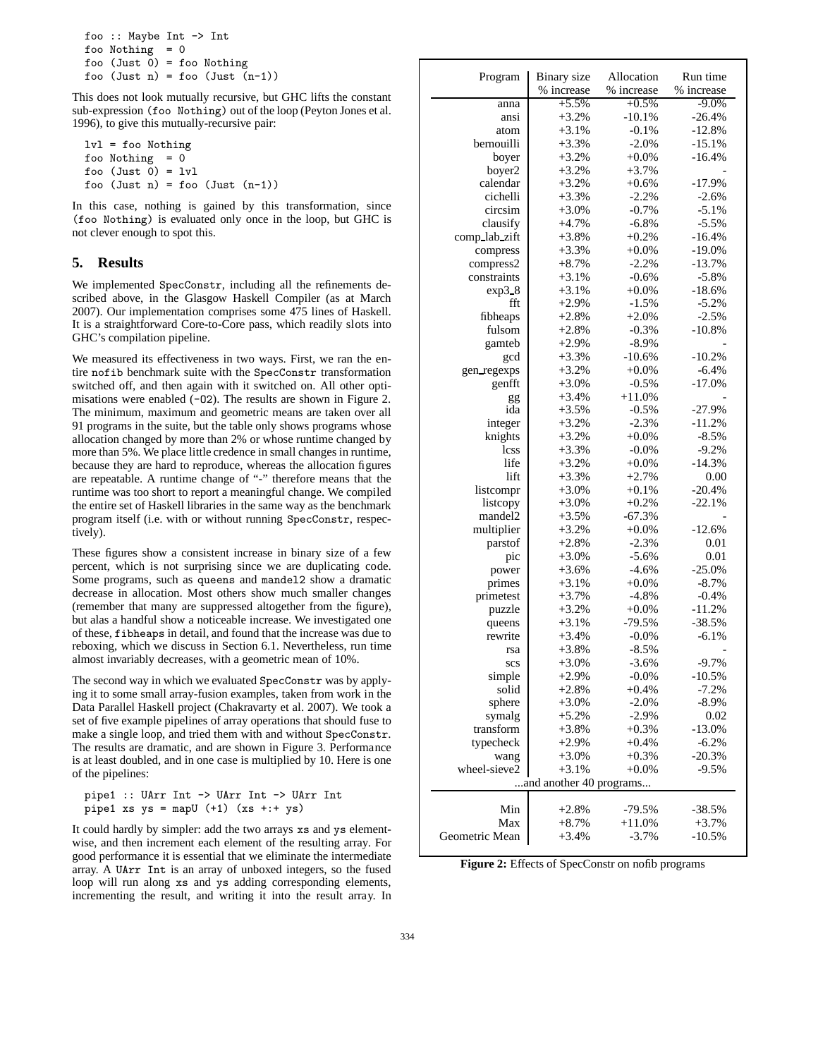```
foo :: Maybe Int -> Int
foo Nothing  = 0
foo (Just 0) = foo Nothing
foo (Just n) = foo (Just (n-1))
```

This does not look mutually recursive, but GHC lifts the constant sub-expression (`foo Nothing`) out of the loop (Peyton Jones et al. 1996), to give this mutually-recursive pair:

```
lvl = foo Nothing
foo Nothing  = 0
foo (Just 0) = lvl
foo (Just n) = foo (Just (n-1))
```

In this case, nothing is gained by this transformation, since (`foo Nothing`) is evaluated only once in the loop, but GHC is not clever enough to spot this.

## 5. Results

We implemented SpecConstr, including all the refinements described above, in the Glasgow Haskell Compiler (as at March 2007). Our implementation comprises some 475 lines of Haskell. It is a straightforward Core-to-Core pass, which readily slots into GHC's compilation pipeline.

We measured its effectiveness in two ways. First, we ran the entire `nofib` benchmark suite with the SpecConstr transformation switched off, and then again with it switched on. All other optimisations were enabled (`-O2`). The results are shown in Figure 2. The minimum, maximum and geometric means are taken over all 91 programs in the suite, but the table only shows programs whose allocation changed by more than 2% or whose runtime changed by more than 5%. We place little credence in small changes in runtime, because they are hard to reproduce, whereas the allocation figures are repeatable. A runtime change of "-" therefore means that the runtime was too short to report a meaningful change. We compiled the entire set of Haskell libraries in the same way as the benchmark program itself (i.e. with or without running SpecConstr, respectively).

These figures show a consistent increase in binary size of a few percent, which is not surprising since we are duplicating code. Some programs, such as `queens` and `mandel2` show a dramatic decrease in allocation. Most others show much smaller changes (remember that many are suppressed altogether from the figure), but alas a handful show a noticeable increase. We investigated one of these, `fibheaps` in detail, and found that the increase was due to reboxing, which we discuss in Section 6.1. Nevertheless, run time almost invariably decreases, with a geometric mean of 10%.

The second way in which we evaluated SpecConstr was by applying it to some small array-fusion examples, taken from work in the Data Parallel Haskell project (Chakravarty et al. 2007). We took a set of five example pipelines of array operations that should fuse to make a single loop, and tried them with and without SpecConstr. The results are dramatic, and are shown in Figure 3. Performance is at least doubled, and in one case is multiplied by 10. Here is one of the pipelines:

```
pipe1 :: UArr Int -> UArr Int -> UArr Int
pipe1 xs ys = mapU (+1) (xs +:+ ys)
```

It could hardly by simpler: add the two arrays `xs` and `ys` element-wise, and then increment each element of the resulting array. For good performance it is essential that we eliminate the intermediate array. A `UArr Int` is an array of unboxed integers, so the fused loop will run along `xs` and `ys` adding corresponding elements, incrementing the result, and writing it into the result array. In

| Program | Binary size % increase | Allocation % increase | Run time % increase |
|---|---|---|---|
| anna | +5.5% | +0.5% | -9.0% |
| ansi | +3.2% | -10.1% | -26.4% |
| atom | +3.1% | -0.1% | -12.8% |
| bernouilli | +3.3% | -2.0% | -15.1% |
| boyer | +3.2% | +0.0% | -16.4% |
| boyer2 | +3.2% | +3.7% | - |
| calendar | +3.2% | +0.6% | -17.9% |
| cichelli | +3.3% | -2.2% | -2.6% |
| circsim | +3.0% | -0.7% | -5.1% |
| clausify | +4.7% | -6.8% | -5.5% |
| comp_lab_zift | +3.8% | +0.2% | -16.4% |
| compress | +3.3% | +0.0% | -19.0% |
| compress2 | +8.7% | -2.2% | -13.7% |
| constraints | +3.1% | -0.6% | -5.8% |
| exp3_8 | +3.1% | +0.0% | -18.6% |
| fft | +2.9% | -1.5% | -5.2% |
| fibheaps | +2.8% | +2.0% | -2.5% |
| fulsom | +2.8% | -0.3% | -10.8% |
| gamteb | +2.9% | -8.9% | - |
| gcd | +3.3% | -10.6% | -10.2% |
| gen_regexps | +3.2% | +0.0% | -6.4% |
| genfft | +3.0% | -0.5% | -17.0% |
| gg | +3.4% | +11.0% | - |
| ida | +3.5% | -0.5% | -27.9% |
| integer | +3.2% | -2.3% | -11.2% |
| knights | +3.2% | +0.0% | -8.5% |
| lcss | +3.3% | -0.0% | -9.2% |
| life | +3.2% | +0.0% | -14.3% |
| lift | +3.3% | +2.7% | 0.00 |
| listcompr | +3.0% | +0.1% | -20.4% |
| listcopy | +3.0% | +0.2% | -22.1% |
| mandel2 | +3.5% | -67.3% | - |
| multiplier | +3.2% | +0.0% | -12.6% |
| parstof | +2.8% | -2.3% | 0.01 |
| pic | +3.0% | -5.6% | 0.01 |
| power | +3.6% | -4.6% | -25.0% |
| primes | +3.1% | +0.0% | -8.7% |
| primetest | +3.7% | -4.8% | -0.4% |
| puzzle | +3.2% | +0.0% | -11.2% |
| queens | +3.1% | -79.5% | -38.5% |
| rewrite | +3.4% | -0.0% | -6.1% |
| rsa | +3.8% | -8.5% | - |
| scs | +3.0% | -3.6% | -9.7% |
| simple | +2.9% | -0.0% | -10.5% |
| solid | +2.8% | +0.4% | -7.2% |
| sphere | +3.0% | -2.0% | -8.9% |
| symalg | +5.2% | -2.9% | 0.02 |
| transform | +3.8% | +0.3% | -13.0% |
| typecheck | +2.9% | +0.4% | -6.2% |
| wang | +3.0% | +0.3% | -20.3% |
| wheel-sieve2 | +3.1% | +0.0% | -9.5% |
| ...and another 40 programs... | | | |
| Min | +2.8% | -79.5% | -38.5% |
| Max | +8.7% | +11.0% | +3.7% |
| Geometric Mean | +3.4% | -3.7% | -10.5% |

**Figure 2:** Effects of SpecConstr on nofib programs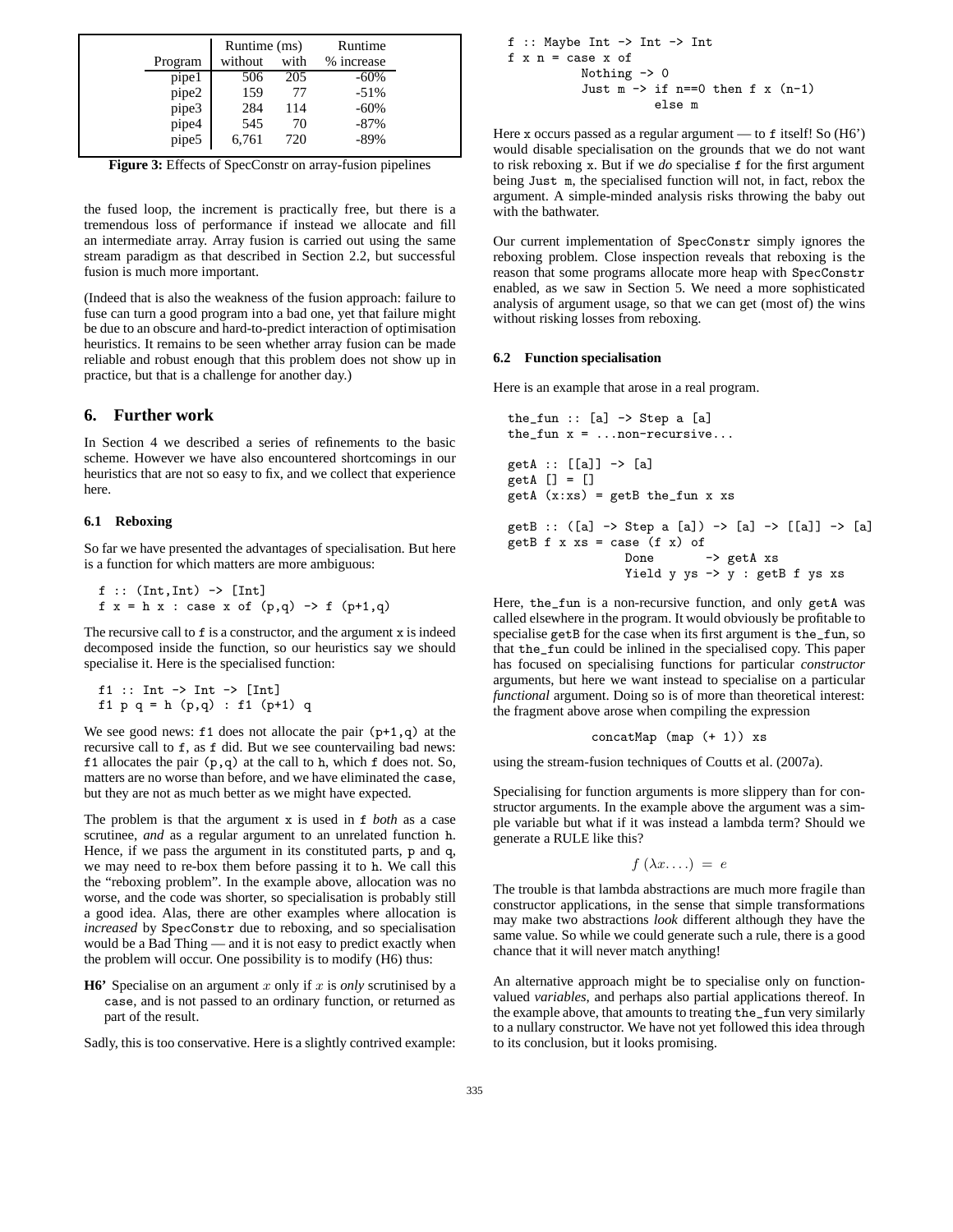| Program | Runtime (ms) without | Runtime (ms) with | Runtime % increase |
|---|---|---|---|
| pipe1 | 506 | 205 | -60% |
| pipe2 | 159 | 77 | -51% |
| pipe3 | 284 | 114 | -60% |
| pipe4 | 545 | 70 | -87% |
| pipe5 | 6,761 | 720 | -89% |

**Figure 3:** Effects of SpecConstr on array-fusion pipelines

the fused loop, the increment is practically free, but there is a tremendous loss of performance if instead we allocate and fill an intermediate array. Array fusion is carried out using the same stream paradigm as that described in Section 2.2, but successful fusion is much more important.

(Indeed that is also the weakness of the fusion approach: failure to fuse can turn a good program into a bad one, yet that failure might be due to an obscure and hard-to-predict interaction of optimisation heuristics. It remains to be seen whether array fusion can be made reliable and robust enough that this problem does not show up in practice, but that is a challenge for another day.)

## 6. Further work

In Section 4 we described a series of refinements to the basic scheme. However we have also encountered shortcomings in our heuristics that are not so easy to fix, and we collect that experience here.

### 6.1 Reboxing

So far we have presented the advantages of specialisation. But here is a function for which matters are more ambiguous:

```
f :: (Int,Int) -> [Int]
f x = h x : case x of (p,q) -> f (p+1,q)
```

The recursive call to `f` is a constructor, and the argument `x` is indeed decomposed inside the function, so our heuristics say we should specialise it. Here is the specialised function:

```
f1 :: Int -> Int -> [Int]
f1 p q = h (p,q) : f1 (p+1) q
```

We see good news: `f1` does not allocate the pair `(p+1,q)` at the recursive call to `f`, as `f` did. But we see countervailing bad news: `f1` allocates the pair `(p,q)` at the call to `h`, which `f` does not. So, matters are no worse than before, and we have eliminated the `case`, but they are not as much better as we might have expected.

The problem is that the argument `x` is used in `f` *both* as a case scrutinee, *and* as a regular argument to an unrelated function `h`. Hence, if we pass the argument in its constituted parts, `p` and `q`, we may need to re-box them before passing it to `h`. We call this the "reboxing problem". In the example above, allocation was no worse, and the code was shorter, so specialisation is probably still a good idea. Alas, there are other examples where allocation is *increased* by `SpecConstr` due to reboxing, and so specialisation would be a Bad Thing — and it is not easy to predict exactly when the problem will occur. One possibility is to modify (H6) thus:

**H6'** Specialise on an argument $x$ only if $x$ is *only* scrutinised by a `case`, and is not passed to an ordinary function, or returned as part of the result.

Sadly, this is too conservative. Here is a slightly contrived example:

```
f :: Maybe Int -> Int -> Int
f x n = case x of
          Nothing -> 0
          Just m -> if n==0 then f x (n-1)
                    else m
```

Here `x` occurs passed as a regular argument — to `f` itself! So (H6') would disable specialisation on the grounds that we do not want to risk reboxing `x`. But if we *do* specialise `f` for the first argument being `Just m`, the specialised function will not, in fact, rebox the argument. A simple-minded analysis risks throwing the baby out with the bathwater.

Our current implementation of `SpecConstr` simply ignores the reboxing problem. Close inspection reveals that reboxing is the reason that some programs allocate more heap with `SpecConstr` enabled, as we saw in Section 5. We need a more sophisticated analysis of argument usage, so that we can get (most of) the wins without risking losses from reboxing.

### 6.2 Function specialisation

Here is an example that arose in a real program.

```
the_fun :: [a] -> Step a [a]
the_fun x = ...non-recursive...

getA :: [[a]] -> [a]
getA [] = []
getA (x:xs) = getB the_fun x xs

getB :: ([a] -> Step a [a]) -> [a] -> [[a]] -> [a]
getB f x xs = case (f x) of
                Done       -> getA xs
                Yield y ys -> y : getB f ys xs
```

Here, `the_fun` is a non-recursive function, and only `getA` was called elsewhere in the program. It would obviously be profitable to specialise `getB` for the case when its first argument is `the_fun`, so that `the_fun` could be inlined in the specialised copy. This paper has focused on specialising functions for particular *constructor* arguments, but here we want instead to specialise on a particular *functional* argument. Doing so is of more than theoretical interest: the fragment above arose when compiling the expression

```
concatMap (map (+ 1)) xs
```

using the stream-fusion techniques of Coutts et al. (2007a).

Specialising for function arguments is more slippery than for constructor arguments. In the example above the argument was a simple variable but what if it was instead a lambda term? Should we generate a RULE like this?

$$f\ (\lambda x. \ldots)\ =\ e$$

The trouble is that lambda abstractions are much more fragile than constructor applications, in the sense that simple transformations may make two abstractions *look* different although they have the same value. So while we could generate such a rule, there is a good chance that it will never match anything!

An alternative approach might be to specialise only on function-valued *variables*, and perhaps also partial applications thereof. In the example above, that amounts to treating `the_fun` very similarly to a nullary constructor. We have not yet followed this idea through to its conclusion, but it looks promising.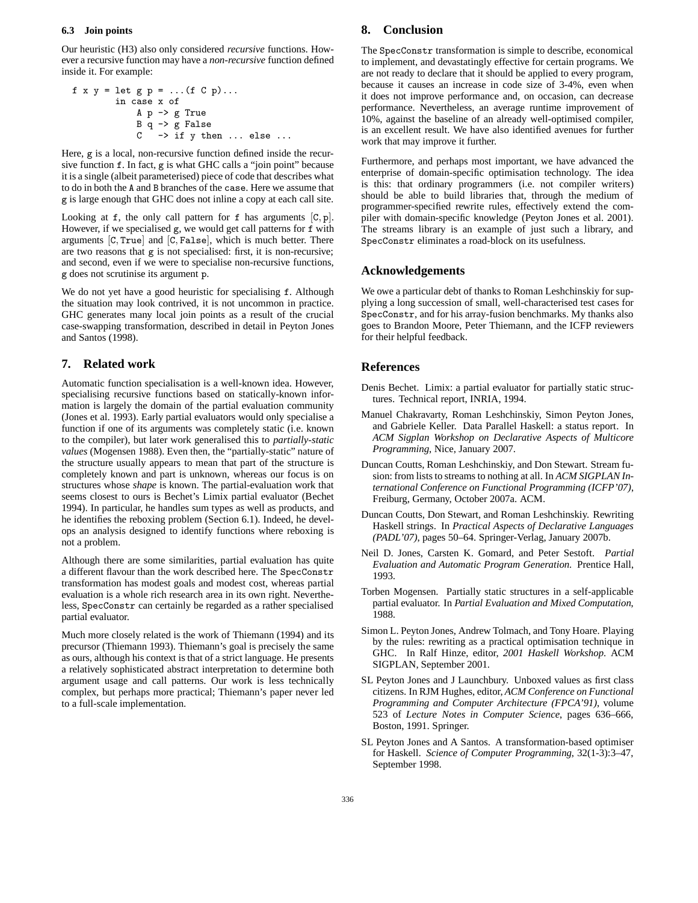### 6.3 Join points

Our heuristic (H3) also only considered *recursive* functions. However a recursive function may have a *non-recursive* function defined inside it. For example:

```
f x y = let g p = ...(f C p)...
        in case x of
            A p -> g True
            B q -> g False
            C   -> if y then ... else ...
```

Here, g is a local, non-recursive function defined inside the recursive function f. In fact, g is what GHC calls a "join point" because it is a single (albeit parameterised) piece of code that describes what to do in both the A and B branches of the case. Here we assume that g is large enough that GHC does not inline a copy at each call site.

Looking at f, the only call pattern for f has arguments [C, p]. However, if we specialised g, we would get call patterns for f with arguments [C, True] and [C, False], which is much better. There are two reasons that g is not specialised: first, it is non-recursive; and second, even if we were to specialise non-recursive functions, g does not scrutinise its argument p.

We do not yet have a good heuristic for specialising f. Although the situation may look contrived, it is not uncommon in practice. GHC generates many local join points as a result of the crucial case-swapping transformation, described in detail in Peyton Jones and Santos (1998).

## 7. Related work

Automatic function specialisation is a well-known idea. However, specialising recursive functions based on statically-known information is largely the domain of the partial evaluation community (Jones et al. 1993). Early partial evaluators would only specialise a function if one of its arguments was completely static (i.e. known to the compiler), but later work generalised this to *partially-static values* (Mogensen 1988). Even then, the "partially-static" nature of the structure usually appears to mean that part of the structure is completely known and part is unknown, whereas our focus is on structures whose *shape* is known. The partial-evaluation work that seems closest to ours is Bechet's Limix partial evaluator (Bechet 1994). In particular, he handles sum types as well as products, and he identifies the reboxing problem (Section 6.1). Indeed, he develops an analysis designed to identify functions where reboxing is not a problem.

Although there are some similarities, partial evaluation has quite a different flavour than the work described here. The SpecConstr transformation has modest goals and modest cost, whereas partial evaluation is a whole rich research area in its own right. Nevertheless, SpecConstr can certainly be regarded as a rather specialised partial evaluator.

Much more closely related is the work of Thiemann (1994) and its precursor (Thiemann 1993). Thiemann's goal is precisely the same as ours, although his context is that of a strict language. He presents a relatively sophisticated abstract interpretation to determine both argument usage and call patterns. Our work is less technically complex, but perhaps more practical; Thiemann's paper never led to a full-scale implementation.

## 8. Conclusion

The SpecConstr transformation is simple to describe, economical to implement, and devastatingly effective for certain programs. We are not ready to declare that it should be applied to every program, because it causes an increase in code size of 3-4%, even when it does not improve performance and, on occasion, can decrease performance. Nevertheless, an average runtime improvement of 10%, against the baseline of an already well-optimised compiler, is an excellent result. We have also identified avenues for further work that may improve it further.

Furthermore, and perhaps most important, we have advanced the enterprise of domain-specific optimisation technology. The idea is this: that ordinary programmers (i.e. not compiler writers) should be able to build libraries that, through the medium of programmer-specified rewrite rules, effectively extend the compiler with domain-specific knowledge (Peyton Jones et al. 2001). The streams library is an example of just such a library, and SpecConstr eliminates a road-block on its usefulness.

## Acknowledgements

We owe a particular debt of thanks to Roman Leshchinskiy for supplying a long succession of small, well-characterised test cases for SpecConstr, and for his array-fusion benchmarks. My thanks also goes to Brandon Moore, Peter Thiemann, and the ICFP reviewers for their helpful feedback.

## References

Denis Bechet. Limix: a partial evaluator for partially static structures. Technical report, INRIA, 1994.

Manuel Chakravarty, Roman Leshchinskiy, Simon Peyton Jones, and Gabriele Keller. Data Parallel Haskell: a status report. In *ACM Sigplan Workshop on Declarative Aspects of Multicore Programming*, Nice, January 2007.

Duncan Coutts, Roman Leshchinskiy, and Don Stewart. Stream fusion: from lists to streams to nothing at all. In *ACM SIGPLAN International Conference on Functional Programming (ICFP'07)*, Freiburg, Germany, October 2007a. ACM.

Duncan Coutts, Don Stewart, and Roman Leshchinskiy. Rewriting Haskell strings. In *Practical Aspects of Declarative Languages (PADL'07)*, pages 50–64. Springer-Verlag, January 2007b.

Neil D. Jones, Carsten K. Gomard, and Peter Sestoft. *Partial Evaluation and Automatic Program Generation*. Prentice Hall, 1993.

Torben Mogensen. Partially static structures in a self-applicable partial evaluator. In *Partial Evaluation and Mixed Computation*, 1988.

Simon L. Peyton Jones, Andrew Tolmach, and Tony Hoare. Playing by the rules: rewriting as a practical optimisation technique in GHC. In Ralf Hinze, editor, *2001 Haskell Workshop*. ACM SIGPLAN, September 2001.

SL Peyton Jones and J Launchbury. Unboxed values as first class citizens. In RJM Hughes, editor, *ACM Conference on Functional Programming and Computer Architecture (FPCA'91)*, volume 523 of *Lecture Notes in Computer Science*, pages 636–666, Boston, 1991. Springer.

SL Peyton Jones and A Santos. A transformation-based optimiser for Haskell. *Science of Computer Programming*, 32(1-3):3–47, September 1998.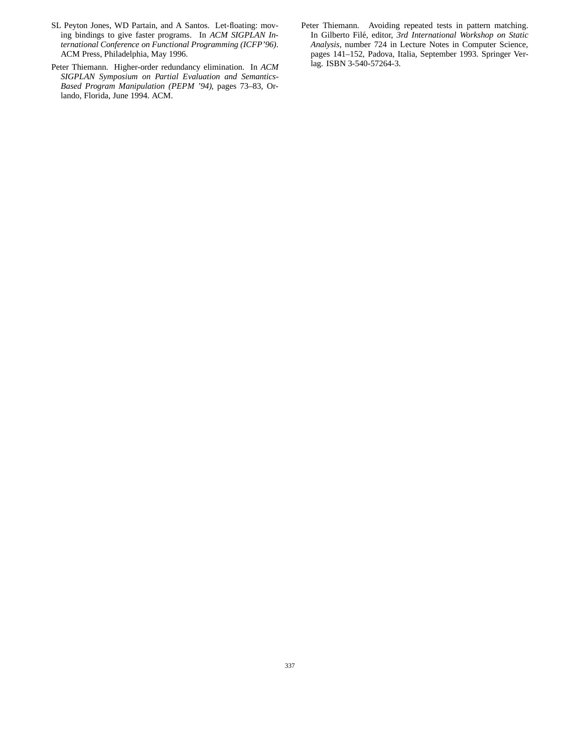SL Peyton Jones, WD Partain, and A Santos. Let-floating: moving bindings to give faster programs. In *ACM SIGPLAN International Conference on Functional Programming (ICFP'96)*. ACM Press, Philadelphia, May 1996.

Peter Thiemann. Higher-order redundancy elimination. In *ACM SIGPLAN Symposium on Partial Evaluation and Semantics-Based Program Manipulation (PEPM '94)*, pages 73–83, Orlando, Florida, June 1994. ACM.

Peter Thiemann. Avoiding repeated tests in pattern matching. In Gilberto Filé, editor, *3rd International Workshop on Static Analysis*, number 724 in Lecture Notes in Computer Science, pages 141–152, Padova, Italia, September 1993. Springer Verlag. ISBN 3-540-57264-3.